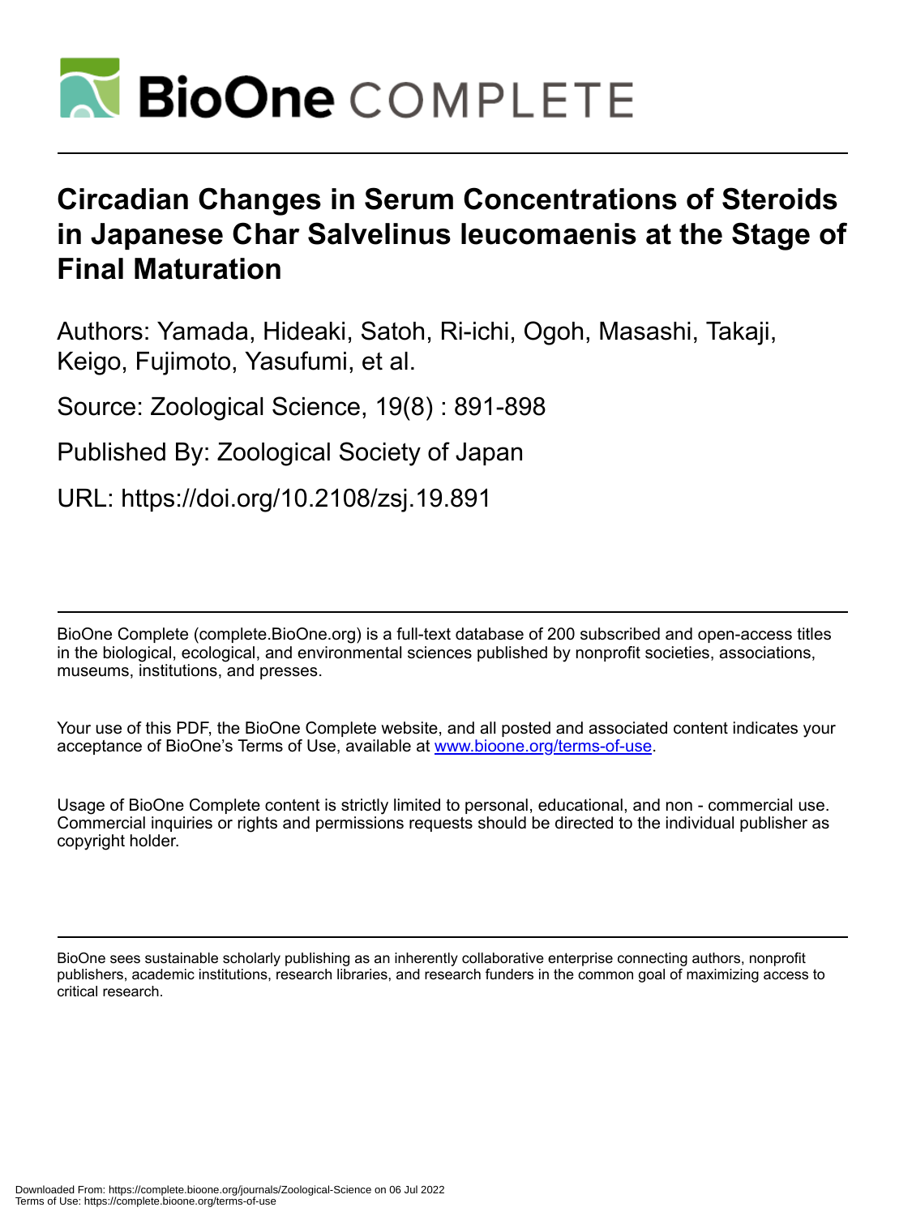# Circadian Changes in Serum Concentrations of Steroids in Japanese Char Salvelinus leucomaenis at the Stage of Final Maturation

Authors: Yamada, Hideaki, Satoh, Ri-ichi, Ogoh, Masashi, Takaji, Keigo, Fujimoto, Yasufumi, et al.

Source: Zoological Science, 19(8) : 891-898

Published By: Zoological Society of Japan

URL: https://doi.org/10.2108/zsj.19.891

BioOne Complete (complete.BioOne.org) is a full-text database of 200 subscribed and open-access titles in the biological, ecological, and environmental sciences published by nonprofit societies, associations, museums, institutions, and presses.

Your use of this PDF, the BioOne Complete website, and all posted and associated content indicates your acceptance of BioOne's Terms of Use, available at www.bioone.org/terms-of-use.

Usage of BioOne Complete content is strictly limited to personal, educational, and non - commercial use. Commercial inquiries or rights and permissions requests should be directed to the individual publisher as copyright holder.

BioOne sees sustainable scholarly publishing as an inherently collaborative enterprise connecting authors, nonprofit publishers, academic institutions, research libraries, and research funders in the common goal of maximizing access to critical research.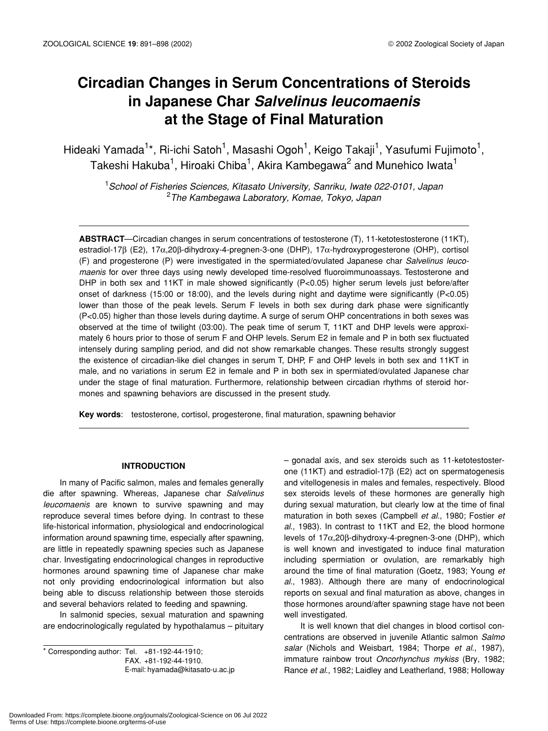# Circadian Changes in Serum Concentrations of Steroids in Japanese Char *Salvelinus leucomaenis* at the Stage of Final Maturation

Hideaki Yamada[1]*, Ri-ichi Satoh[1], Masashi Ogoh[1], Keigo Takaji[1], Yasufumi Fujimoto[1], Takeshi Hakuba[1], Hiroaki Chiba[1], Akira Kambegawa[2] and Munehico Iwata[1]

[1]*School of Fisheries Sciences, Kitasato University, Sanriku, Iwate 022-0101, Japan*
[2]*The Kambegawa Laboratory, Komae, Tokyo, Japan*

**ABSTRACT**—Circadian changes in serum concentrations of testosterone (T), 11-ketotestosterone (11KT), estradiol-17β (E2), 17α,20β-dihydroxy-4-pregnen-3-one (DHP), 17α-hydroxyprogesterone (OHP), cortisol (F) and progesterone (P) were investigated in the spermiated/ovulated Japanese char *Salvelinus leucomaenis* for over three days using newly developed time-resolved fluoroimmunoassays. Testosterone and DHP in both sex and 11KT in male showed significantly ($P<0.05$) higher serum levels just before/after onset of darkness (15:00 or 18:00), and the levels during night and daytime were significantly ($P<0.05$) lower than those of the peak levels. Serum F levels in both sex during dark phase were significantly ($P<0.05$) higher than those levels during daytime. A surge of serum OHP concentrations in both sexes was observed at the time of twilight (03:00). The peak time of serum T, 11KT and DHP levels were approximately 6 hours prior to those of serum F and OHP levels. Serum E2 in female and P in both sex fluctuated intensely during sampling period, and did not show remarkable changes. These results strongly suggest the existence of circadian-like diel changes in serum T, DHP, F and OHP levels in both sex and 11KT in male, and no variations in serum E2 in female and P in both sex in spermiated/ovulated Japanese char under the stage of final maturation. Furthermore, relationship between circadian rhythms of steroid hormones and spawning behaviors are discussed in the present study.

**Key words**: testosterone, cortisol, progesterone, final maturation, spawning behavior

## INTRODUCTION

In many of Pacific salmon, males and females generally die after spawning. Whereas, Japanese char *Salvelinus leucomaenis* are known to survive spawning and may reproduce several times before dying. In contrast to these life-historical information, physiological and endocrinological information around spawning time, especially after spawning, are little in repeatedly spawning species such as Japanese char. Investigating endocrinological changes in reproductive hormones around spawning time of Japanese char make not only providing endocrinological information but also being able to discuss relationship between those steroids and several behaviors related to feeding and spawning.

In salmonid species, sexual maturation and spawning are endocrinologically regulated by hypothalamus – pituitary – gonadal axis, and sex steroids such as 11-ketotestosterone (11KT) and estradiol-17β (E2) act on spermatogenesis and vitellogenesis in males and females, respectively. Blood sex steroids levels of these hormones are generally high during sexual maturation, but clearly low at the time of final maturation in both sexes (Campbell *et al*., 1980; Fostier *et al*., 1983). In contrast to 11KT and E2, the blood hormone levels of 17α,20β-dihydroxy-4-pregnen-3-one (DHP), which is well known and investigated to induce final maturation including spermiation or ovulation, are remarkably high around the time of final maturation (Goetz, 1983; Young *et al*., 1983). Although there are many of endocrinological reports on sexual and final maturation as above, changes in those hormones around/after spawning stage have not been well investigated.

It is well known that diel changes in blood cortisol concentrations are observed in juvenile Atlantic salmon *Salmo salar* (Nichols and Weisbart, 1984; Thorpe *et al*., 1987), immature rainbow trout *Oncorhynchus mykiss* (Bry, 1982; Rance *et al*., 1982; Laidley and Leatherland, 1988; Holloway

* Corresponding author: Tel. +81-192-44-1910;
FAX. +81-192-44-1910.
E-mail: hyamada@kitasato-u.ac.jp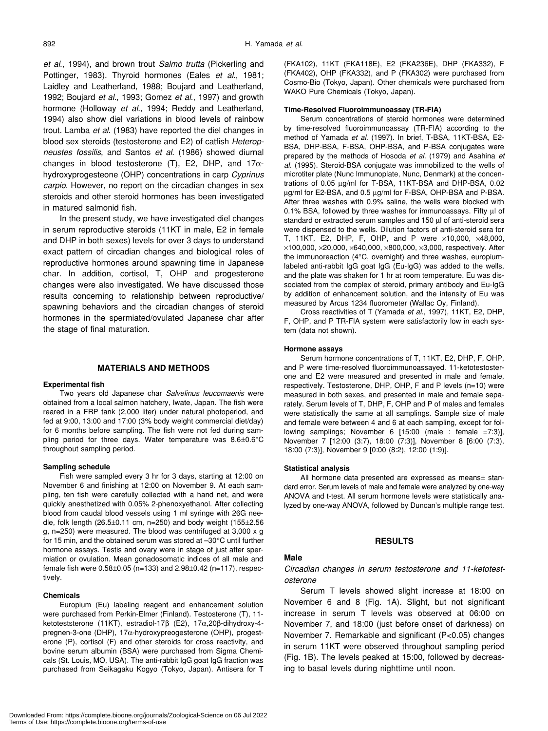*et al*., 1994), and brown trout *Salmo trutta* (Pickerling and Pottinger, 1983). Thyroid hormones (Eales *et al*., 1981; Laidley and Leatherland, 1988; Boujard and Leatherland, 1992; Boujard *et al*., 1993; Gomez *et al*., 1997) and growth hormone (Holloway *et al*., 1994; Reddy and Leatherland, 1994) also show diel variations in blood levels of rainbow trout. Lamba *et al*. (1983) have reported the diel changes in blood sex steroids (testosterone and E2) of catfish *Heteropneustes fossilis*, and Santos *et al*. (1986) showed diurnal changes in blood testosterone (T), E2, DHP, and 17α-hydroxyprogesteone (OHP) concentrations in carp *Cyprinus carpio*. However, no report on the circadian changes in sex steroids and other steroid hormones has been investigated in matured salmonid fish.

In the present study, we have investigated diel changes in serum reproductive steroids (11KT in male, E2 in female and DHP in both sexes) levels for over 3 days to understand exact pattern of circadian changes and biological roles of reproductive hormones around spawning time in Japanese char. In addition, cortisol, T, OHP and progesterone changes were also investigated. We have discussed those results concerning to relationship between reproductive/spawning behaviors and the circadian changes of steroid hormones in the spermiated/ovulated Japanese char after the stage of final maturation.

## MATERIALS AND METHODS

### Experimental fish

Two years old Japanese char *Salvelinus leucomaenis* were obtained from a local salmon hatchery, Iwate, Japan. The fish were reared in a FRP tank (2,000 liter) under natural photoperiod, and fed at 9:00, 13:00 and 17:00 (3% body weight commercial diet/day) for 6 months before sampling. The fish were not fed during sampling period for three days. Water temperature was 8.6±0.6°C throughout sampling period.

### Sampling schedule

Fish were sampled every 3 hr for 3 days, starting at 12:00 on November 6 and finishing at 12:00 on November 9. At each sampling, ten fish were carefully collected with a hand net, and were quickly anesthetized with 0.05% 2-phenoxyethanol. After collecting blood from caudal blood vessels using 1 ml syringe with 26G needle, folk length (26.5±0.11 cm, n=250) and body weight (155±2.56 g, n=250) were measured. The blood was centrifuged at 3,000 x g for 15 min, and the obtained serum was stored at –30°C until further hormone assays. Testis and ovary were in stage of just after spermiation or ovulation. Mean gonadosomatic indices of all male and female fish were 0.58±0.05 (n=133) and 2.98±0.42 (n=117), respectively.

### Chemicals

Europium (Eu) labeling reagent and enhancement solution were purchased from Perkin-Elmer (Finland). Testosterone (T), 11-ketoteststerone (11KT), estradiol-17β (E2), 17α,20β-dihydroxy-4-pregnen-3-one (DHP), 17α-hydroxypreogesterone (OHP), progesterone (P), cortisol (F) and other steroids for cross reactivity, and bovine serum albumin (BSA) were purchased from Sigma Chemicals (St. Louis, MO, USA). The anti-rabbit IgG goat IgG fraction was purchased from Seikagaku Kogyo (Tokyo, Japan). Antisera for T (FKA102), 11KT (FKA118E), E2 (FKA236E), DHP (FKA332), F (FKA402), OHP (FKA332), and P (FKA302) were purchased from Cosmo-Bio (Tokyo, Japan). Other chemicals were purchased from WAKO Pure Chemicals (Tokyo, Japan).

### Time-Resolved Fluoroimmunoassay (TR-FIA)

Serum concentrations of steroid hormones were determined by time-resolved fluoroimmunoassay (TR-FIA) according to the method of Yamada *et al*. (1997). In brief, T-BSA, 11KT-BSA, E2-BSA, DHP-BSA, F-BSA, OHP-BSA, and P-BSA conjugates were prepared by the methods of Hosoda *et al*. (1979) and Asahina *et al*. (1995). Steroid-BSA conjugate was immobilized to the wells of microtiter plate (Nunc Immunoplate, Nunc, Denmark) at the concentrations of 0.05 μg/ml for T-BSA, 11KT-BSA and DHP-BSA, 0.02 μg/ml for E2-BSA, and 0.5 μg/ml for F-BSA, OHP-BSA and P-BSA. After three washes with 0.9% saline, the wells were blocked with 0.1% BSA, followed by three washes for immunoassays. Fifty μl of standard or extracted serum samples and 150 μl of anti-steroid sera were dispensed to the wells. Dilution factors of anti-steroid sera for T, 11KT, E2, DHP, F, OHP, and P were ×10,000, ×48,000, ×100,000, ×20,000, ×640,000, ×800,000, ×3,000, respectively. After the immunoreaction (4°C, overnight) and three washes, europium-labeled anti-rabbit IgG goat IgG (Eu-IgG) was added to the wells, and the plate was shaken for 1 hr at room temperature. Eu was dissociated from the complex of steroid, primary antibody and Eu-IgG by addition of enhancement solution, and the intensity of Eu was measured by Arcus 1234 fluorometer (Wallac Oy, Finland).

Cross reactivities of T (Yamada *et al*., 1997), 11KT, E2, DHP, F, OHP, and P TR-FIA system were satisfactorily low in each system (data not shown).

### Hormone assays

Serum hormone concentrations of T, 11KT, E2, DHP, F, OHP, and P were time-resolved fluoroimmunoassayed. 11-ketotestosterone and E2 were measured and presented in male and female, respectively. Testosterone, DHP, OHP, F and P levels (n=10) were measured in both sexes, and presented in male and female separately. Serum levels of T, DHP, F, OHP and P of males and females were statistically the same at all samplings. Sample size of male and female were between 4 and 6 at each sampling, except for following samplings; November 6 [15:00 (male : female =7:3)], November 7 [12:00 (3:7), 18:00 (7:3)], November 8 [6:00 (7:3), 18:00 (7:3)], November 9 [0:00 (8:2), 12:00 (1:9)].

### Statistical analysis

All hormone data presented are expressed as means± standard error. Serum levels of male and female were analyzed by one-way ANOVA and t-test. All serum hormone levels were statistically analyzed by one-way ANOVA, followed by Duncan's multiple range test.

## RESULTS

### Male

#### *Circadian changes in serum testosterone and 11-ketotestosterone*

Serum T levels showed slight increase at 18:00 on November 6 and 8 (Fig. 1A). Slight, but not significant increase in serum T levels was observed at 06:00 on November 7, and 18:00 (just before onset of darkness) on November 7. Remarkable and significant ($P<0.05$) changes in serum 11KT were observed throughout sampling period (Fig. 1B). The levels peaked at 15:00, followed by decreasing to basal levels during nighttime until noon.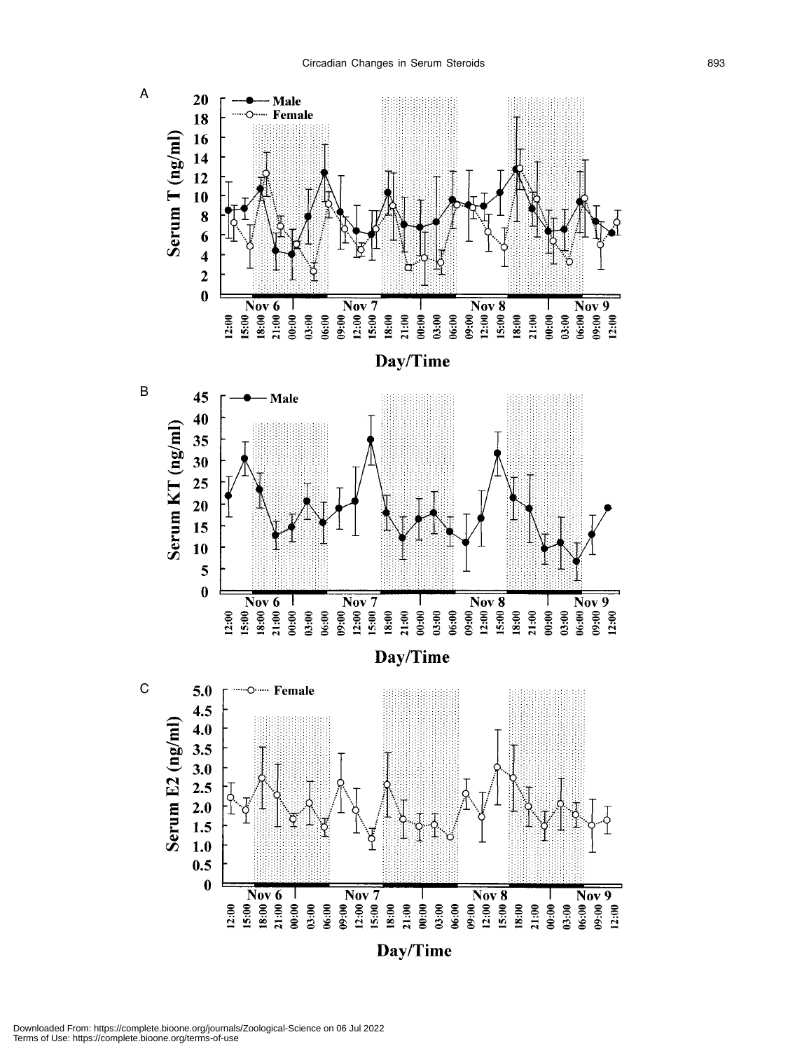A

Serum T (ng/ml)

● Male
○ Female

Nov 6 | Nov 7 | Nov 8 | Nov 9

12:00 15:00 18:00 21:00 00:00 03:00 06:00 09:00 12:00 15:00 18:00 21:00 00:00 03:00 06:00 09:00 12:00 15:00 18:00 21:00 00:00 03:00 06:00 09:00 12:00

Day/Time

B

Serum KT (ng/ml)

● Male

Nov 6 | Nov 7 | Nov 8 | Nov 9

12:00 15:00 18:00 21:00 00:00 03:00 06:00 09:00 12:00 15:00 18:00 21:00 00:00 03:00 06:00 09:00 12:00 15:00 18:00 21:00 00:00 03:00 06:00 09:00 12:00

Day/Time

C

Serum E2 (ng/ml)

○ Female

Nov 6 | Nov 7 | Nov 8 | Nov 9

12:00 15:00 18:00 21:00 00:00 03:00 06:00 09:00 12:00 15:00 18:00 21:00 00:00 03:00 06:00 09:00 12:00 15:00 18:00 21:00 00:00 03:00 06:00 09:00 12:00

Day/Time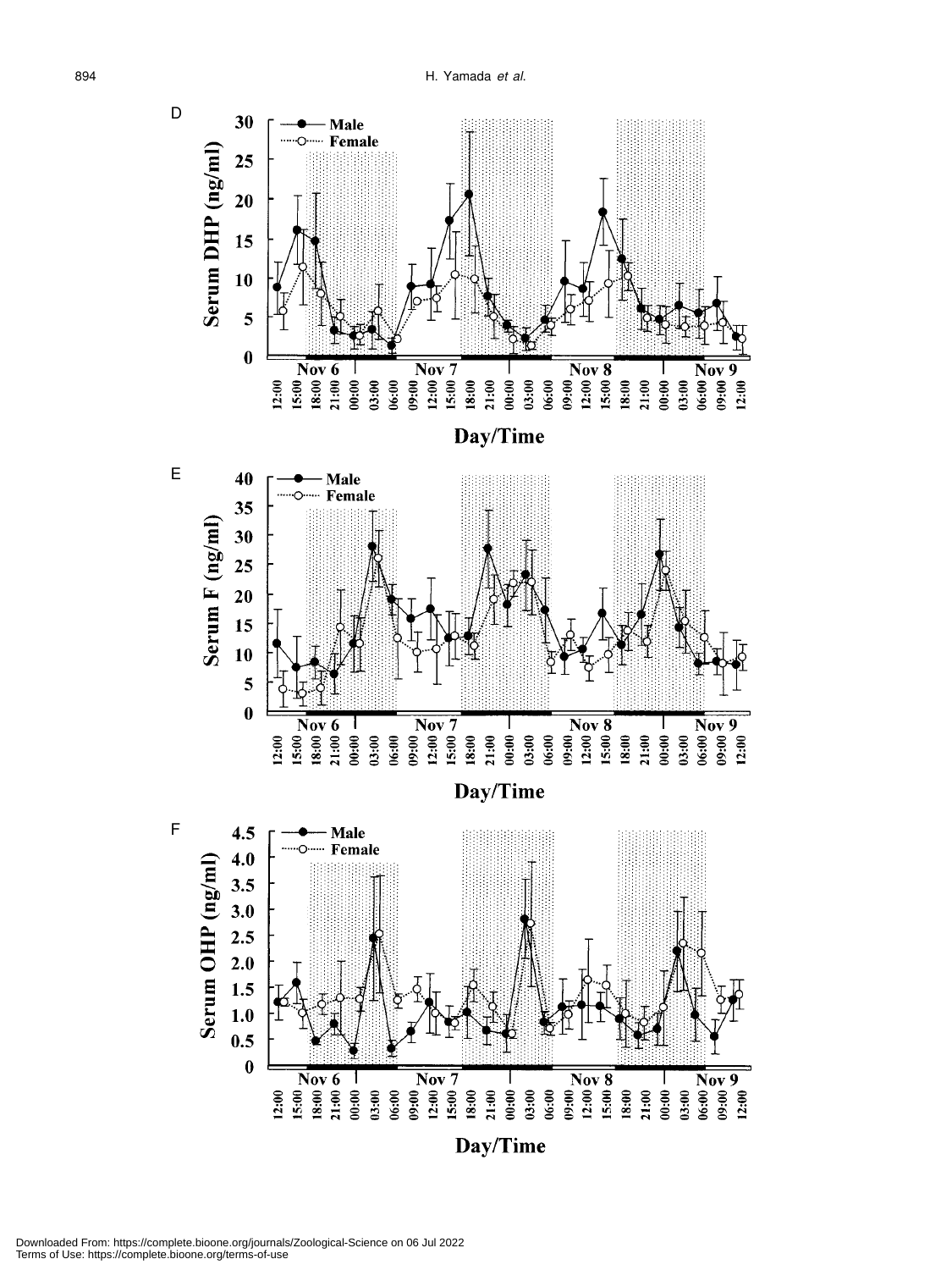D

Serum DHP (ng/ml)

Male
Female

Nov 6 Nov 7 Nov 8 Nov 9

12:00 15:00 18:00 21:00 00:00 03:00 06:00 09:00 12:00 15:00 18:00 21:00 00:00 03:00 06:00 09:00 12:00 15:00 18:00 21:00 00:00 03:00 06:00 09:00 12:00

Day/Time

E

Serum F (ng/ml)

Male
Female

Nov 6 Nov 7 Nov 8 Nov 9

12:00 15:00 18:00 21:00 00:00 03:00 06:00 09:00 12:00 15:00 18:00 21:00 00:00 03:00 06:00 09:00 12:00 15:00 18:00 21:00 00:00 03:00 06:00 09:00 12:00

Day/Time

F

Serum OHP (ng/ml)

Male
Female

Nov 6 Nov 7 Nov 8 Nov 9

12:00 15:00 18:00 21:00 00:00 03:00 06:00 09:00 12:00 15:00 18:00 21:00 00:00 03:00 06:00 09:00 12:00 15:00 18:00 21:00 00:00 03:00 06:00 09:00 12:00

Day/Time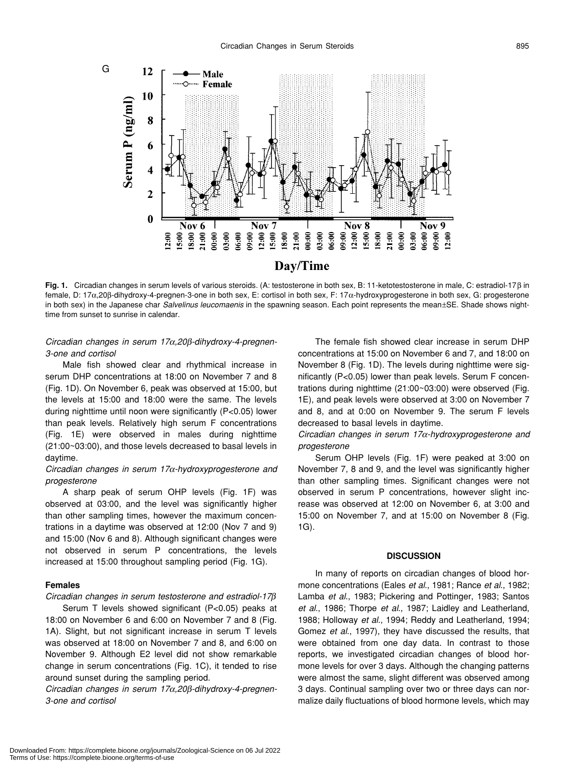**Fig. 1.** Circadian changes in serum levels of various steroids. (A: testosterone in both sex, B: 11-ketotestosterone in male, C: estradiol-17β in female, D: 17α,20β-dihydroxy-4-pregnen-3-one in both sex, E: cortisol in both sex, F: 17α-hydroxyprogesterone in both sex, G: progesterone in both sex) in the Japanese char *Salvelinus leucomaenis* in the spawning season. Each point represents the mean±SE. Shade shows nighttime from sunset to sunrise in calendar.

*Circadian changes in serum 17α,20β-dihydroxy-4-pregnen-3-one and cortisol*

Male fish showed clear and rhythmical increase in serum DHP concentrations at 18:00 on November 7 and 8 (Fig. 1D). On November 6, peak was observed at 15:00, but the levels at 15:00 and 18:00 were the same. The levels during nighttime until noon were significantly ($P<0.05$) lower than peak levels. Relatively high serum F concentrations (Fig. 1E) were observed in males during nighttime (21:00~03:00), and those levels decreased to basal levels in daytime.

*Circadian changes in serum 17α-hydroxyprogesterone and progesterone*

A sharp peak of serum OHP levels (Fig. 1F) was observed at 03:00, and the level was significantly higher than other sampling times, however the maximum concentrations in a daytime was observed at 12:00 (Nov 7 and 9) and 15:00 (Nov 6 and 8). Although significant changes were not observed in serum P concentrations, the levels increased at 15:00 throughout sampling period (Fig. 1G).

### Females

*Circadian changes in serum testosterone and estradiol-17β*

Serum T levels showed significant ($P<0.05$) peaks at 18:00 on November 6 and 6:00 on November 7 and 8 (Fig. 1A). Slight, but not significant increase in serum T levels was observed at 18:00 on November 7 and 8, and 6:00 on November 9. Although E2 level did not show remarkable change in serum concentrations (Fig. 1C), it tended to rise around sunset during the sampling period.

*Circadian changes in serum 17α,20β-dihydroxy-4-pregnen-3-one and cortisol*

The female fish showed clear increase in serum DHP concentrations at 15:00 on November 6 and 7, and 18:00 on November 8 (Fig. 1D). The levels during nighttime were significantly ($P<0.05$) lower than peak levels. Serum F concentrations during nighttime (21:00~03:00) were observed (Fig. 1E), and peak levels were observed at 3:00 on November 7 and 8, and at 0:00 on November 9. The serum F levels decreased to basal levels in daytime.

*Circadian changes in serum 17α-hydroxyprogesterone and progesterone*

Serum OHP levels (Fig. 1F) were peaked at 3:00 on November 7, 8 and 9, and the level was significantly higher than other sampling times. Significant changes were not observed in serum P concentrations, however slight increase was observed at 12:00 on November 6, at 3:00 and 15:00 on November 7, and at 15:00 on November 8 (Fig. 1G).

## DISCUSSION

In many of reports on circadian changes of blood hormone concentrations (Eales *et al*., 1981; Rance *et al*., 1982; Lamba *et al*., 1983; Pickering and Pottinger, 1983; Santos *et al*., 1986; Thorpe *et al*., 1987; Laidley and Leatherland, 1988; Holloway *et al*., 1994; Reddy and Leatherland, 1994; Gomez *et al*., 1997), they have discussed the results, that were obtained from one day data. In contrast to those reports, we investigated circadian changes of blood hormone levels for over 3 days. Although the changing patterns were almost the same, slight different was observed among 3 days. Continual sampling over two or three days can normalize daily fluctuations of blood hormone levels, which may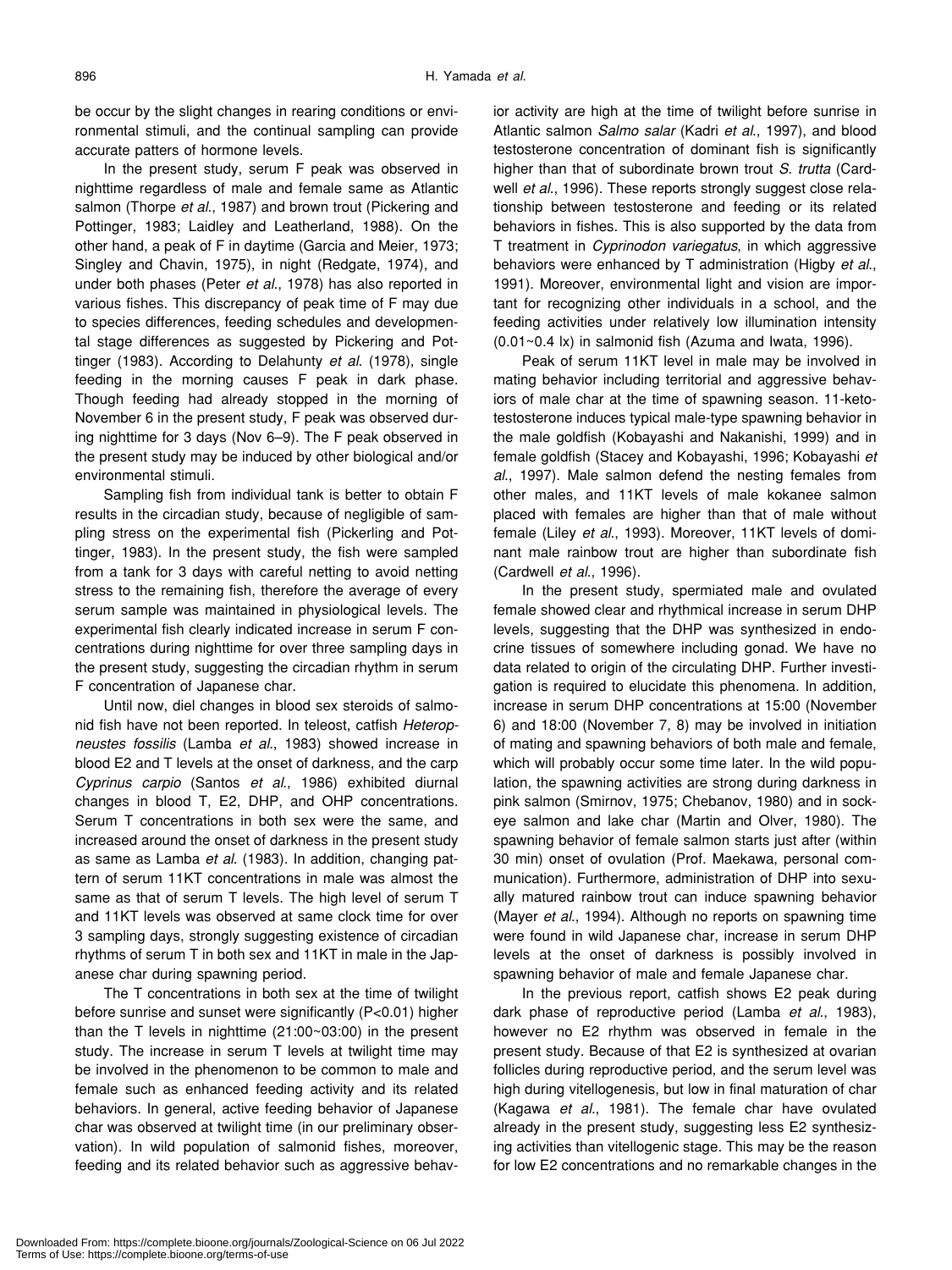be occur by the slight changes in rearing conditions or environmental stimuli, and the continual sampling can provide accurate patterns of hormone levels.

In the present study, serum F peak was observed in nighttime regardless of male and female same as Atlantic salmon (Thorpe *et al*., 1987) and brown trout (Pickering and Pottinger, 1983; Laidley and Leatherland, 1988). On the other hand, a peak of F in daytime (Garcia and Meier, 1973; Singley and Chavin, 1975), in night (Redgate, 1974), and under both phases (Peter *et al*., 1978) has also reported in various fishes. This discrepancy of peak time of F may due to species differences, feeding schedules and developmental stage differences as suggested by Pickering and Pottinger (1983). According to Delahunty *et al*. (1978), single feeding in the morning causes F peak in dark phase. Though feeding had already stopped in the morning of November 6 in the present study, F peak was observed during nighttime for 3 days (Nov 6–9). The F peak observed in the present study may be induced by other biological and/or environmental stimuli.

Sampling fish from individual tank is better to obtain F results in the circadian study, because of negligible of sampling stress on the experimental fish (Pickerling and Pottinger, 1983). In the present study, the fish were sampled from a tank for 3 days with careful netting to avoid netting stress to the remaining fish, therefore the average of every serum sample was maintained in physiological levels. The experimental fish clearly indicated increase in serum F concentrations during nighttime for over three sampling days in the present study, suggesting the circadian rhythm in serum F concentration of Japanese char.

Until now, diel changes in blood sex steroids of salmonid fish have not been reported. In teleost, catfish *Heteropneustes fossilis* (Lamba *et al*., 1983) showed increase in blood E2 and T levels at the onset of darkness, and the carp *Cyprinus carpio* (Santos *et al*., 1986) exhibited diurnal changes in blood T, E2, DHP, and OHP concentrations. Serum T concentrations in both sex were the same, and increased around the onset of darkness in the present study as same as Lamba *et al*. (1983). In addition, changing pattern of serum 11KT concentrations in male was almost the same as that of serum T levels. The high level of serum T and 11KT levels was observed at same clock time for over 3 sampling days, strongly suggesting existence of circadian rhythms of serum T in both sex and 11KT in male in the Japanese char during spawning period.

The T concentrations in both sex at the time of twilight before sunrise and sunset were significantly ($P<0.01$) higher than the T levels in nighttime (21:00~03:00) in the present study. The increase in serum T levels at twilight time may be involved in the phenomenon to be common to male and female such as enhanced feeding activity and its related behaviors. In general, active feeding behavior of Japanese char was observed at twilight time (in our preliminary observation). In wild population of salmonid fishes, moreover, feeding and its related behavior such as aggressive behavior activity are high at the time of twilight before sunrise in Atlantic salmon *Salmo salar* (Kadri *et al*., 1997), and blood testosterone concentration of dominant fish is significantly higher than that of subordinate brown trout *S. trutta* (Cardwell *et al*., 1996). These reports strongly suggest close relationship between testosterone and feeding or its related behaviors in fishes. This is also supported by the data from T treatment in *Cyprinodon variegatus*, in which aggressive behaviors were enhanced by T administration (Higby *et al*., 1991). Moreover, environmental light and vision are important for recognizing other individuals in a school, and the feeding activities under relatively low illumination intensity (0.01~0.4 lx) in salmonid fish (Azuma and Iwata, 1996).

Peak of serum 11KT level in male may be involved in mating behavior including territorial and aggressive behaviors of male char at the time of spawning season. 11-ketotestosterone induces typical male-type spawning behavior in the male goldfish (Kobayashi and Nakanishi, 1999) and in female goldfish (Stacey and Kobayashi, 1996; Kobayashi *et al*., 1997). Male salmon defend the nesting females from other males, and 11KT levels of male kokanee salmon placed with females are higher than that of male without female (Liley *et al*., 1993). Moreover, 11KT levels of dominant male rainbow trout are higher than subordinate fish (Cardwell *et al*., 1996).

In the present study, spermiated male and ovulated female showed clear and rhythmical increase in serum DHP levels, suggesting that the DHP was synthesized in endocrine tissues of somewhere including gonad. We have no data related to origin of the circulating DHP. Further investigation is required to elucidate this phenomena. In addition, increase in serum DHP concentrations at 15:00 (November 6) and 18:00 (November 7, 8) may be involved in initiation of mating and spawning behaviors of both male and female, which will probably occur some time later. In the wild population, the spawning activities are strong during darkness in pink salmon (Smirnov, 1975; Chebanov, 1980) and in sockeye salmon and lake char (Martin and Olver, 1980). The spawning behavior of female salmon starts just after (within 30 min) onset of ovulation (Prof. Maekawa, personal communication). Furthermore, administration of DHP into sexually matured rainbow trout can induce spawning behavior (Mayer *et al*., 1994). Although no reports on spawning time were found in wild Japanese char, increase in serum DHP levels at the onset of darkness is possibly involved in spawning behavior of male and female Japanese char.

In the previous report, catfish shows E2 peak during dark phase of reproductive period (Lamba *et al*., 1983), however no E2 rhythm was observed in female in the present study. Because of that E2 is synthesized at ovarian follicles during reproductive period, and the serum level was high during vitellogenesis, but low in final maturation of char (Kagawa *et al*., 1981). The female char have ovulated already in the present study, suggesting less E2 synthesizing activities than vitellogenic stage. This may be the reason for low E2 concentrations and no remarkable changes in the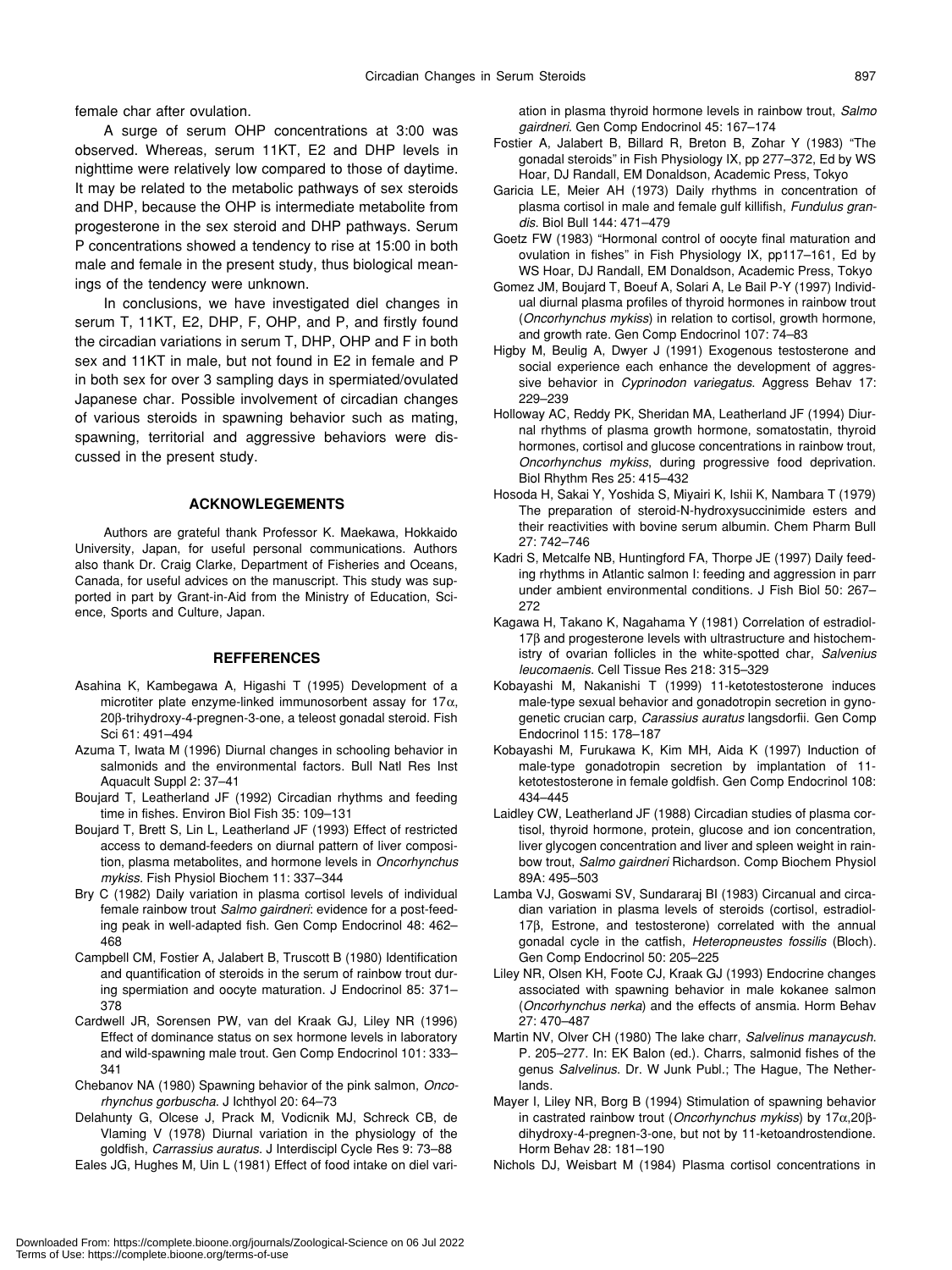female char after ovulation.

A surge of serum OHP concentrations at 3:00 was observed. Whereas, serum 11KT, E2 and DHP levels in nighttime were relatively low compared to those of daytime. It may be related to the metabolic pathways of sex steroids and DHP, because the OHP is intermediate metabolite from progesterone in the sex steroid and DHP pathways. Serum P concentrations showed a tendency to rise at 15:00 in both male and female in the present study, thus biological meanings of the tendency were unknown.

In conclusions, we have investigated diel changes in serum T, 11KT, E2, DHP, F, OHP, and P, and firstly found the circadian variations in serum T, DHP, OHP and F in both sex and 11KT in male, but not found in E2 in female and P in both sex for over 3 sampling days in spermiated/ovulated Japanese char. Possible involvement of circadian changes of various steroids in spawning behavior such as mating, spawning, territorial and aggressive behaviors were discussed in the present study.

## ACKNOWLEGEMENTS

Authors are grateful thank Professor K. Maekawa, Hokkaido University, Japan, for useful personal communications. Authors also thank Dr. Craig Clarke, Department of Fisheries and Oceans, Canada, for useful advices on the manuscript. This study was supported in part by Grant-in-Aid from the Ministry of Education, Science, Sports and Culture, Japan.

## REFFERENCES

Asahina K, Kambegawa A, Higashi T (1995) Development of a microtiter plate enzyme-linked immunosorbent assay for 17α, 20β-trihydroxy-4-pregnen-3-one, a teleost gonadal steroid. Fish Sci 61: 491–494

Azuma T, Iwata M (1996) Diurnal changes in schooling behavior in salmonids and the environmental factors. Bull Natl Res Inst Aquacult Suppl 2: 37–41

Boujard T, Leatherland JF (1992) Circadian rhythms and feeding time in fishes. Environ Biol Fish 35: 109–131

Boujard T, Brett S, Lin L, Leatherland JF (1993) Effect of restricted access to demand-feeders on diurnal pattern of liver composition, plasma metabolites, and hormone levels in *Oncorhynchus mykiss*. Fish Physiol Biochem 11: 337–344

Bry C (1982) Daily variation in plasma cortisol levels of individual female rainbow trout *Salmo gairdneri*: evidence for a post-feeding peak in well-adapted fish. Gen Comp Endocrinol 48: 462–468

Campbell CM, Fostier A, Jalabert B, Truscott B (1980) Identification and quantification of steroids in the serum of rainbow trout during spermiation and oocyte maturation. J Endocrinol 85: 371–378

Cardwell JR, Sorensen PW, van del Kraak GJ, Liley NR (1996) Effect of dominance status on sex hormone levels in laboratory and wild-spawning male trout. Gen Comp Endocrinol 101: 333–341

Chebanov NA (1980) Spawning behavior of the pink salmon, *Oncorhynchus gorbuscha*. J Ichthyol 20: 64–73

Delahunty G, Olcese J, Prack M, Vodicnik MJ, Schreck CB, de Vlaming V (1978) Diurnal variation in the physiology of the goldfish, *Carrassius auratus*. J Interdiscipl Cycle Res 9: 73–88

Eales JG, Hughes M, Uin L (1981) Effect of food intake on diel variation in plasma thyroid hormone levels in rainbow trout, *Salmo gairdneri*. Gen Comp Endocrinol 45: 167–174

Fostier A, Jalabert B, Billard R, Breton B, Zohar Y (1983) "The gonadal steroids" in Fish Physiology IX, pp 277–372, Ed by WS Hoar, DJ Randall, EM Donaldson, Academic Press, Tokyo

Garicia LE, Meier AH (1973) Daily rhythms in concentration of plasma cortisol in male and female gulf killifish, *Fundulus grandis*. Biol Bull 144: 471–479

Goetz FW (1983) "Hormonal control of oocyte final maturation and ovulation in fishes" in Fish Physiology IX, pp117–161, Ed by WS Hoar, DJ Randall, EM Donaldson, Academic Press, Tokyo

Gomez JM, Boujard T, Boeuf A, Solari A, Le Bail P-Y (1997) Individual diurnal plasma profiles of thyroid hormones in rainbow trout (*Oncorhynchus mykiss*) in relation to cortisol, growth hormone, and growth rate. Gen Comp Endocrinol 107: 74–83

Higby M, Beulig A, Dwyer J (1991) Exogenous testosterone and social experience each enhance the development of aggressive behavior in *Cyprinodon variegatus*. Aggress Behav 17: 229–239

Holloway AC, Reddy PK, Sheridan MA, Leatherland JF (1994) Diurnal rhythms of plasma growth hormone, somatostatin, thyroid hormones, cortisol and glucose concentrations in rainbow trout, *Oncorhynchus mykiss*, during progressive food deprivation. Biol Rhythm Res 25: 415–432

Hosoda H, Sakai Y, Yoshida S, Miyairi K, Ishii K, Nambara T (1979) The preparation of steroid-N-hydroxysuccinimide esters and their reactivities with bovine serum albumin. Chem Pharm Bull 27: 742–746

Kadri S, Metcalfe NB, Huntingford FA, Thorpe JE (1997) Daily feeding rhythms in Atlantic salmon I: feeding and aggression in parr under ambient environmental conditions. J Fish Biol 50: 267–272

Kagawa H, Takano K, Nagahama Y (1981) Correlation of estradiol-17β and progesterone levels with ultrastructure and histochemistry of ovarian follicles in the white-spotted char, *Salvenius leucomaenis*. Cell Tissue Res 218: 315–329

Kobayashi M, Nakanishi T (1999) 11-ketotestosterone induces male-type sexual behavior and gonadotropin secretion in gynogenetic crucian carp, *Carassius auratus* langsdorfii. Gen Comp Endocrinol 115: 178–187

Kobayashi M, Furukawa K, Kim MH, Aida K (1997) Induction of male-type gonadotropin secretion by implantation of 11-ketotestosterone in female goldfish. Gen Comp Endocrinol 108: 434–445

Laidley CW, Leatherland JF (1988) Circadian studies of plasma cortisol, thyroid hormone, protein, glucose and ion concentration, liver glycogen concentration and liver and spleen weight in rainbow trout, *Salmo gairdneri* Richardson. Comp Biochem Physiol 89A: 495–503

Lamba VJ, Goswami SV, Sundararaj BI (1983) Circanual and circadian variation in plasma levels of steroids (cortisol, estradiol-17β, Estrone, and testosterone) correlated with the annual gonadal cycle in the catfish, *Heteropneustes fossilis* (Bloch). Gen Comp Endocrinol 50: 205–225

Liley NR, Olsen KH, Foote CJ, Kraak GJ (1993) Endocrine changes associated with spawning behavior in male kokanee salmon (*Oncorhynchus nerka*) and the effects of ansmia. Horm Behav 27: 470–487

Martin NV, Olver CH (1980) The lake charr, *Salvelinus manaycush*. P. 205–277. In: EK Balon (ed.). Charrs, salmonid fishes of the genus *Salvelinus*. Dr. W Junk Publ.; The Hague, The Netherlands.

Mayer I, Liley NR, Borg B (1994) Stimulation of spawning behavior in castrated rainbow trout (*Oncorhynchus mykiss*) by 17α,20β-dihydroxy-4-pregnen-3-one, but not by 11-ketoandrostendione. Horm Behav 28: 181–190

Nichols DJ, Weisbart M (1984) Plasma cortisol concentrations in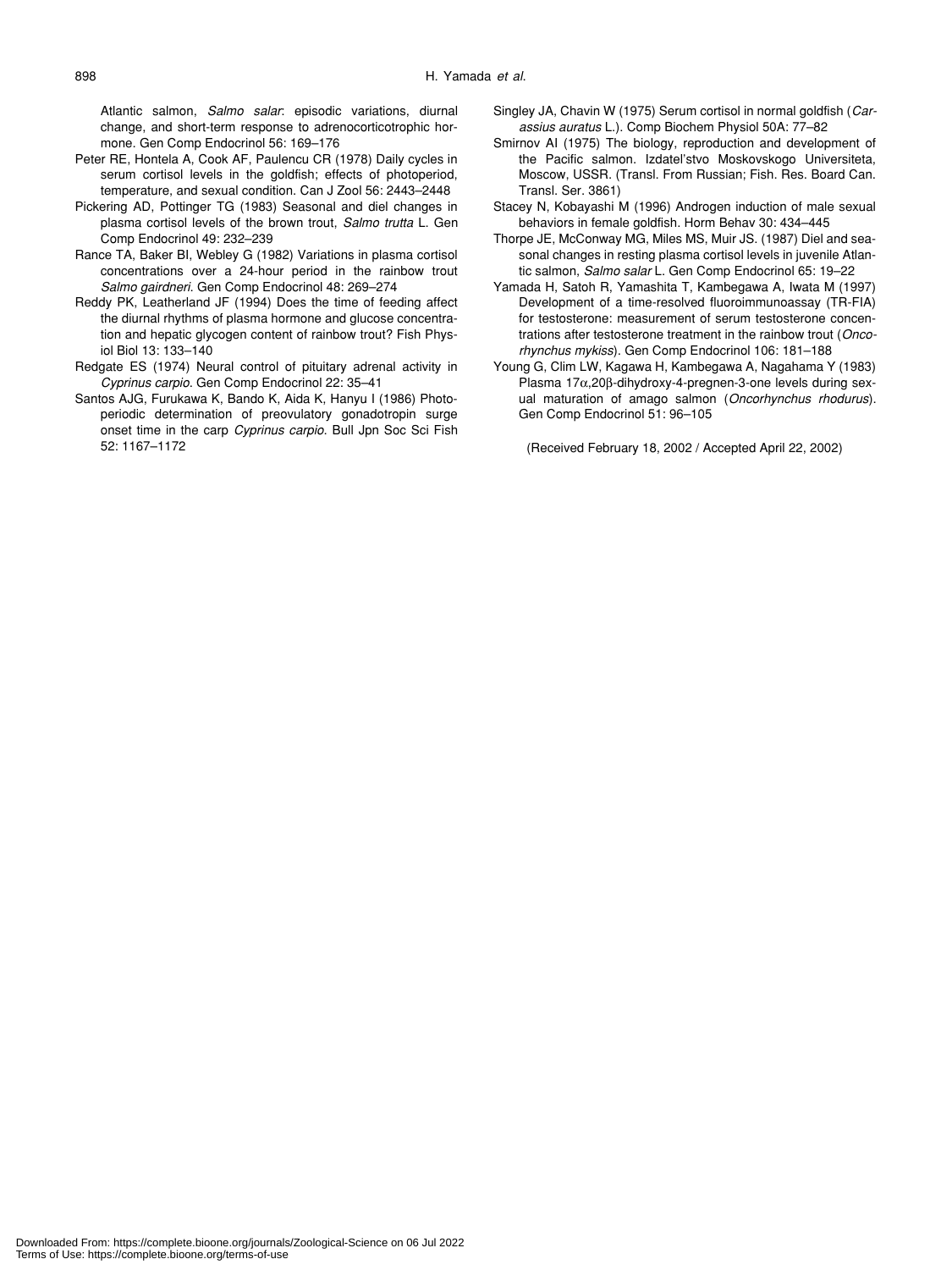Atlantic salmon, *Salmo salar*: episodic variations, diurnal change, and short-term response to adrenocorticotrophic hormone. Gen Comp Endocrinol 56: 169–176

Peter RE, Hontela A, Cook AF, Paulencu CR (1978) Daily cycles in serum cortisol levels in the goldfish; effects of photoperiod, temperature, and sexual condition. Can J Zool 56: 2443–2448

Pickering AD, Pottinger TG (1983) Seasonal and diel changes in plasma cortisol levels of the brown trout, *Salmo trutta* L. Gen Comp Endocrinol 49: 232–239

Rance TA, Baker BI, Webley G (1982) Variations in plasma cortisol concentrations over a 24-hour period in the rainbow trout *Salmo gairdneri*. Gen Comp Endocrinol 48: 269–274

Reddy PK, Leatherland JF (1994) Does the time of feeding affect the diurnal rhythms of plasma hormone and glucose concentration and hepatic glycogen content of rainbow trout? Fish Physiol Biol 13: 133–140

Redgate ES (1974) Neural control of pituitary adrenal activity in *Cyprinus carpio*. Gen Comp Endocrinol 22: 35–41

Santos AJG, Furukawa K, Bando K, Aida K, Hanyu I (1986) Photoperiodic determination of preovulatory gonadotropin surge onset time in the carp *Cyprinus carpio*. Bull Jpn Soc Sci Fish 52: 1167–1172

Singley JA, Chavin W (1975) Serum cortisol in normal goldfish (*Carassius auratus* L.). Comp Biochem Physiol 50A: 77–82

Smirnov AI (1975) The biology, reproduction and development of the Pacific salmon. Izdatel'stvo Moskovskogo Universiteta, Moscow, USSR. (Transl. From Russian; Fish. Res. Board Can. Transl. Ser. 3861)

Stacey N, Kobayashi M (1996) Androgen induction of male sexual behaviors in female goldfish. Horm Behav 30: 434–445

Thorpe JE, McConway MG, Miles MS, Muir JS. (1987) Diel and seasonal changes in resting plasma cortisol levels in juvenile Atlantic salmon, *Salmo salar* L. Gen Comp Endocrinol 65: 19–22

Yamada H, Satoh R, Yamashita T, Kambegawa A, Iwata M (1997) Development of a time-resolved fluoroimmunoassay (TR-FIA) for testosterone: measurement of serum testosterone concentrations after testosterone treatment in the rainbow trout (*Oncorhynchus mykiss*). Gen Comp Endocrinol 106: 181–188

Young G, Clim LW, Kagawa H, Kambegawa A, Nagahama Y (1983) Plasma 17$\alpha$,20$\beta$-dihydroxy-4-pregnen-3-one levels during sexual maturation of amago salmon (*Oncorhynchus rhodurus*). Gen Comp Endocrinol 51: 96–105

(Received February 18, 2002 / Accepted April 22, 2002)